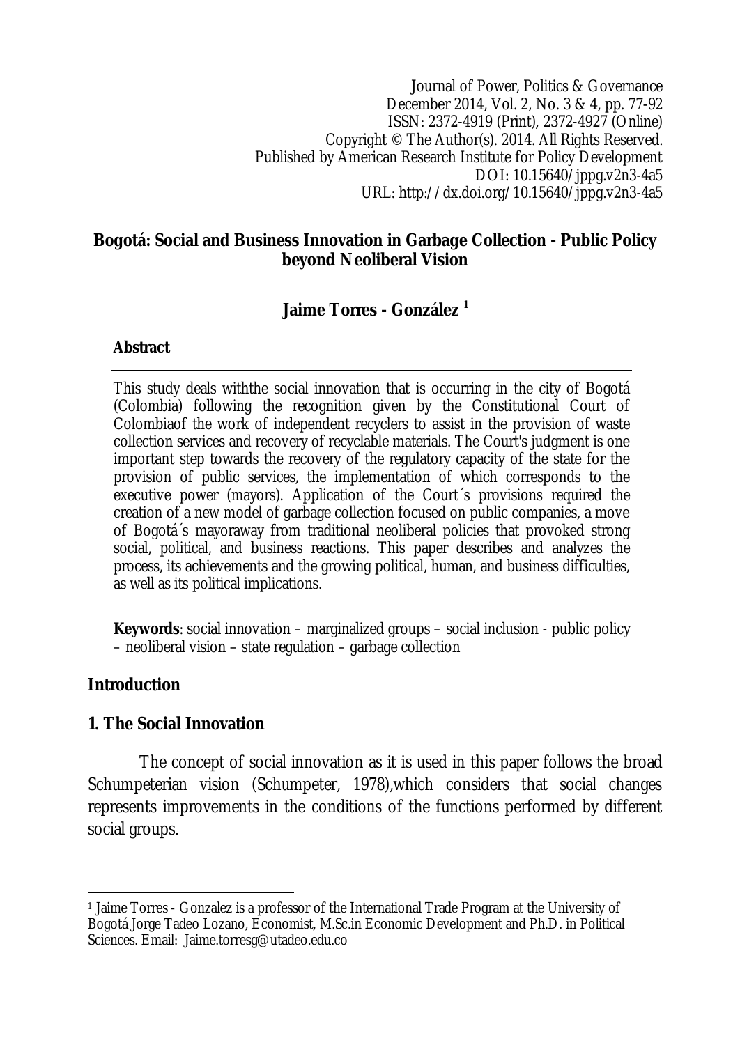Journal of Power, Politics & Governance
December 2014, Vol. 2, No. 3 & 4, pp. 77-92
ISSN: 2372-4919 (Print), 2372-4927 (Online)
Copyright © The Author(s). 2014. All Rights Reserved.
Published by American Research Institute for Policy Development
DOI: 10.15640/jppg.v2n3-4a5
URL: http://dx.doi.org/10.15640/jppg.v2n3-4a5

# Bogotá: Social and Business Innovation in Garbage Collection - Public Policy beyond Neoliberal Vision

**Jaime Torres - González [1]**

**Abstract**

This study deals withthe social innovation that is occurring in the city of Bogotá (Colombia) following the recognition given by the Constitutional Court of Colombiaof the work of independent recyclers to assist in the provision of waste collection services and recovery of recyclable materials. The Court's judgment is one important step towards the recovery of the regulatory capacity of the state for the provision of public services, the implementation of which corresponds to the executive power (mayors). Application of the Court´s provisions required the creation of a new model of garbage collection focused on public companies, a move of Bogotá´s mayoraway from traditional neoliberal policies that provoked strong social, political, and business reactions. This paper describes and analyzes the process, its achievements and the growing political, human, and business difficulties, as well as its political implications.

**Keywords**: social innovation – marginalized groups – social inclusion - public policy – neoliberal vision – state regulation – garbage collection

## Introduction

### 1. The Social Innovation

The concept of social innovation as it is used in this paper follows the broad Schumpeterian vision (Schumpeter, 1978),which considers that social changes represents improvements in the conditions of the functions performed by different social groups.

---

[1] Jaime Torres - Gonzalez is a professor of the International Trade Program at the University of Bogotá Jorge Tadeo Lozano, Economist, M.Sc.in Economic Development and Ph.D. in Political Sciences. Email: Jaime.torresg@utadeo.edu.co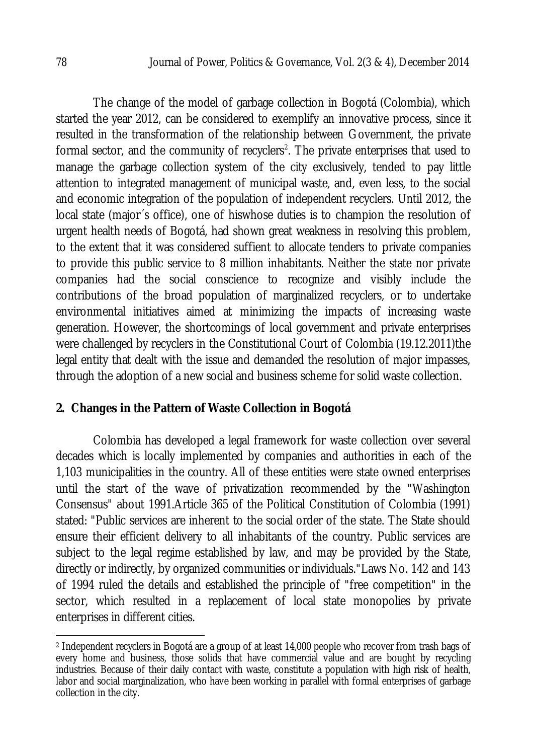The change of the model of garbage collection in Bogotá (Colombia), which started the year 2012, can be considered to exemplify an innovative process, since it resulted in the transformation of the relationship between Government, the private formal sector, and the community of recyclers[2]. The private enterprises that used to manage the garbage collection system of the city exclusively, tended to pay little attention to integrated management of municipal waste, and, even less, to the social and economic integration of the population of independent recyclers. Until 2012, the local state (major´s office), one of hiswhose duties is to champion the resolution of urgent health needs of Bogotá, had shown great weakness in resolving this problem, to the extent that it was considered suffient to allocate tenders to private companies to provide this public service to 8 million inhabitants. Neither the state nor private companies had the social conscience to recognize and visibly include the contributions of the broad population of marginalized recyclers, or to undertake environmental initiatives aimed at minimizing the impacts of increasing waste generation. However, the shortcomings of local government and private enterprises were challenged by recyclers in the Constitutional Court of Colombia (19.12.2011)the legal entity that dealt with the issue and demanded the resolution of major impasses, through the adoption of a new social and business scheme for solid waste collection.

## 2. Changes in the Pattern of Waste Collection in Bogotá

Colombia has developed a legal framework for waste collection over several decades which is locally implemented by companies and authorities in each of the 1,103 municipalities in the country. All of these entities were state owned enterprises until the start of the wave of privatization recommended by the "Washington Consensus" about 1991.Article 365 of the Political Constitution of Colombia (1991) stated: "Public services are inherent to the social order of the state. The State should ensure their efficient delivery to all inhabitants of the country. Public services are subject to the legal regime established by law, and may be provided by the State, directly or indirectly, by organized communities or individuals."Laws No. 142 and 143 of 1994 ruled the details and established the principle of "free competition" in the sector, which resulted in a replacement of local state monopolies by private enterprises in different cities.

---

[2] Independent recyclers in Bogotá are a group of at least 14,000 people who recover from trash bags of every home and business, those solids that have commercial value and are bought by recycling industries. Because of their daily contact with waste, constitute a population with high risk of health, labor and social marginalization, who have been working in parallel with formal enterprises of garbage collection in the city.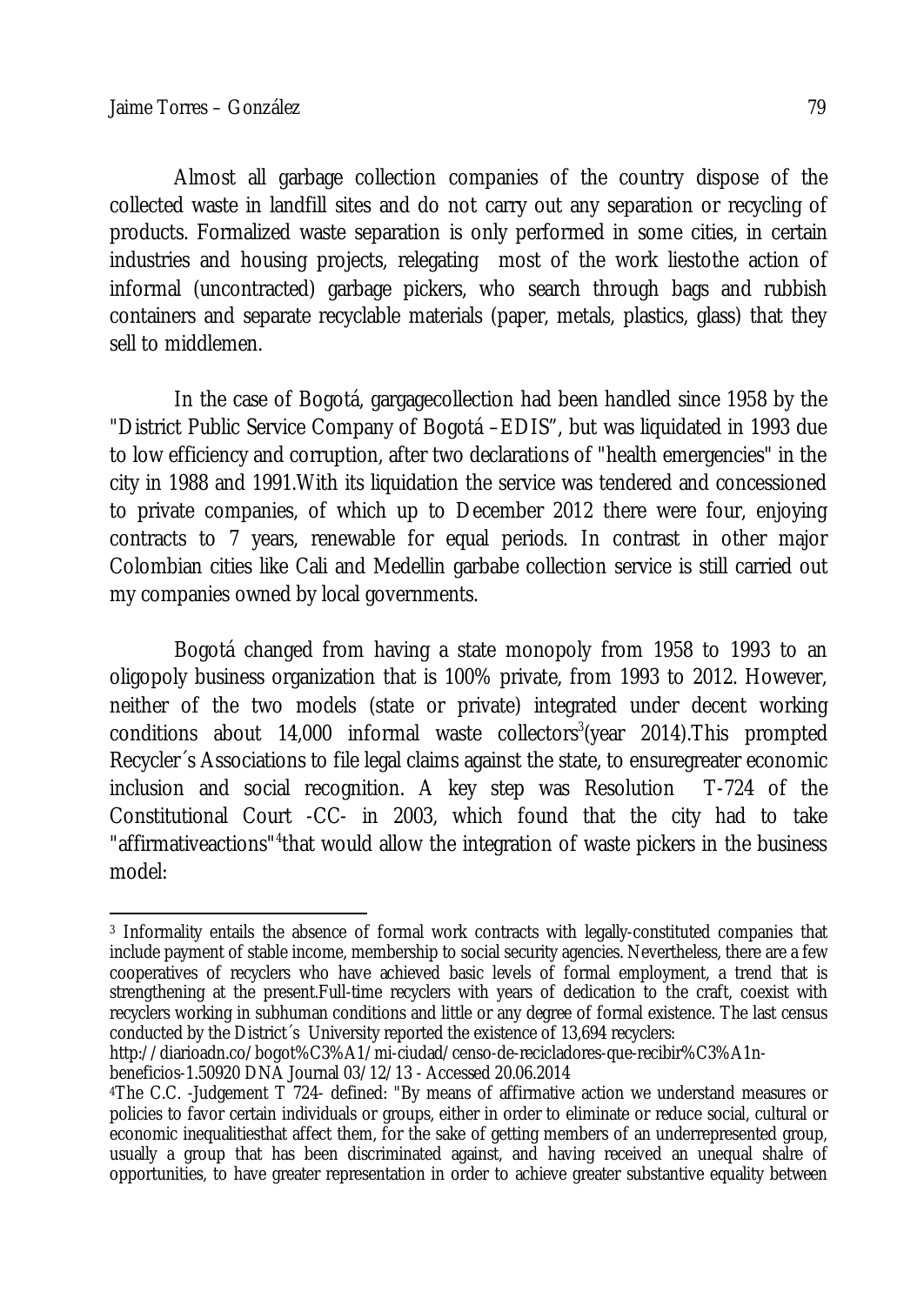Almost all garbage collection companies of the country dispose of the collected waste in landfill sites and do not carry out any separation or recycling of products. Formalized waste separation is only performed in some cities, in certain industries and housing projects, relegating most of the work liestothe action of informal (uncontracted) garbage pickers, who search through bags and rubbish containers and separate recyclable materials (paper, metals, plastics, glass) that they sell to middlemen.

In the case of Bogotá, gargagecollection had been handled since 1958 by the "District Public Service Company of Bogotá –EDIS", but was liquidated in 1993 due to low efficiency and corruption, after two declarations of "health emergencies" in the city in 1988 and 1991.With its liquidation the service was tendered and concessioned to private companies, of which up to December 2012 there were four, enjoying contracts to 7 years, renewable for equal periods. In contrast in other major Colombian cities like Cali and Medellin garbabe collection service is still carried out my companies owned by local governments.

Bogotá changed from having a state monopoly from 1958 to 1993 to an oligopoly business organization that is 100% private, from 1993 to 2012. However, neither of the two models (state or private) integrated under decent working conditions about 14,000 informal waste collectors[3](year 2014).This prompted Recycler´s Associations to file legal claims against the state, to ensuregreater economic inclusion and social recognition. A key step was Resolution T-724 of the Constitutional Court -CC- in 2003, which found that the city had to take "affirmativeactions"[4]that would allow the integration of waste pickers in the business model:

---

[3] Informality entails the absence of formal work contracts with legally-constituted companies that include payment of stable income, membership to social security agencies. Nevertheless, there are a few cooperatives of recyclers who have achieved basic levels of formal employment, a trend that is strengthening at the present.Full-time recyclers with years of dedication to the craft, coexist with recyclers working in subhuman conditions and little or any degree of formal existence. The last census conducted by the District´s University reported the existence of 13,694 recyclers: http://diarioadn.co/bogot%C3%A1/mi-ciudad/censo-de-recicladores-que-recibir%C3%A1n-beneficios-1.50920 DNA Journal 03/12/13 - Accessed 20.06.2014

[4]The C.C. -Judgement T 724- defined: "By means of affirmative action we understand measures or policies to favor certain individuals or groups, either in order to eliminate or reduce social, cultural or economic inequalitiesthat affect them, for the sake of getting members of an underrepresented group, usually a group that has been discriminated against, and having received an unequal shalre of opportunities, to have greater representation in order to achieve greater substantive equality between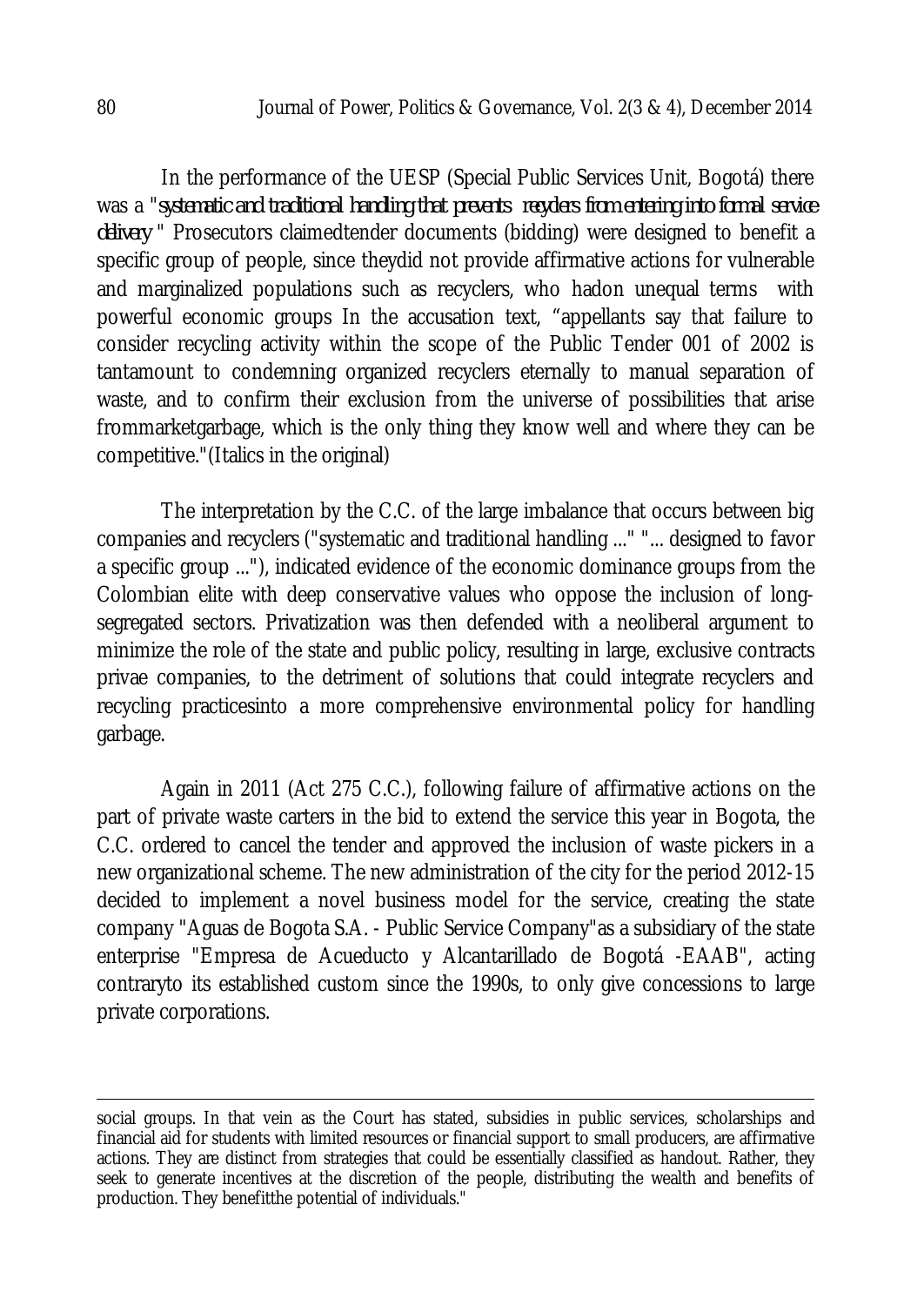In the performance of the UESP (Special Public Services Unit, Bogotá) there was a "*systematic and traditional handling that prevents recyclers from entering into formal service delivery* " Prosecutors claimedtender documents (bidding) were designed to benefit a specific group of people, since theydid not provide affirmative actions for vulnerable and marginalized populations such as recyclers, who hadon unequal terms with powerful economic groups In the accusation text, "appellants say that failure to consider recycling activity within the scope of the Public Tender 001 of 2002 is tantamount to condemning organized recyclers eternally to manual separation of waste, and to confirm their exclusion from the universe of possibilities that arise frommarketgarbage, which is the only thing they know well and where they can be competitive."(Italics in the original)

The interpretation by the C.C. of the large imbalance that occurs between big companies and recyclers ("systematic and traditional handling ..." "... designed to favor a specific group ..."), indicated evidence of the economic dominance groups from the Colombian elite with deep conservative values who oppose the inclusion of long-segregated sectors. Privatization was then defended with a neoliberal argument to minimize the role of the state and public policy, resulting in large, exclusive contracts privae companies, to the detriment of solutions that could integrate recyclers and recycling practicesinto a more comprehensive environmental policy for handling garbage.

Again in 2011 (Act 275 C.C.), following failure of affirmative actions on the part of private waste carters in the bid to extend the service this year in Bogota, the C.C. ordered to cancel the tender and approved the inclusion of waste pickers in a new organizational scheme. The new administration of the city for the period 2012-15 decided to implement a novel business model for the service, creating the state company "Aguas de Bogota S.A. - Public Service Company"as a subsidiary of the state enterprise "Empresa de Acueducto y Alcantarillado de Bogotá -EAAB", acting contraryto its established custom since the 1990s, to only give concessions to large private corporations.

---

social groups. In that vein as the Court has stated, subsidies in public services, scholarships and financial aid for students with limited resources or financial support to small producers, are affirmative actions. They are distinct from strategies that could be essentially classified as handout. Rather, they seek to generate incentives at the discretion of the people, distributing the wealth and benefits of production. They benefitthe potential of individuals."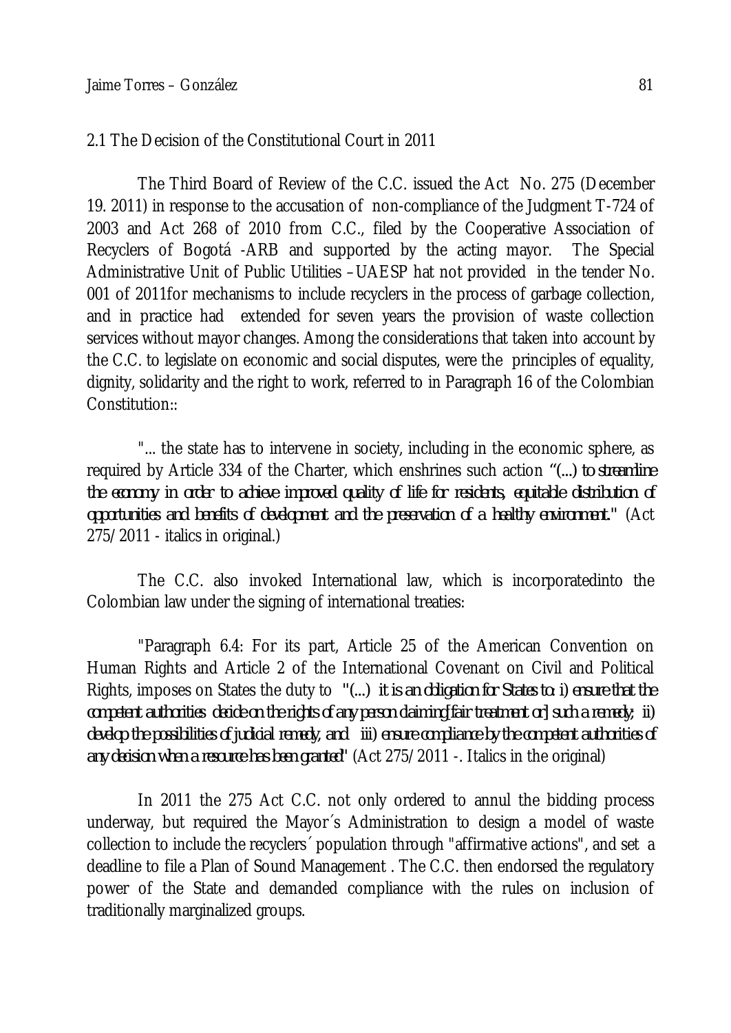## 2.1 The Decision of the Constitutional Court in 2011

The Third Board of Review of the C.C. issued the Act No. 275 (December 19. 2011) in response to the accusation of non-compliance of the Judgment T-724 of 2003 and Act 268 of 2010 from C.C., filed by the Cooperative Association of Recyclers of Bogotá -ARB and supported by the acting mayor. The Special Administrative Unit of Public Utilities –UAESP hat not provided in the tender No. 001 of 2011for mechanisms to include recyclers in the process of garbage collection, and in practice had extended for seven years the provision of waste collection services without mayor changes. Among the considerations that taken into account by the C.C. to legislate on economic and social disputes, were the principles of equality, dignity, solidarity and the right to work, referred to in Paragraph 16 of the Colombian Constitution::

"... the state has to intervene in society, including in the economic sphere, as required by Article 334 of the Charter, which enshrines such action *"(...) to streamline the economy in order to achieve improved quality of life for residents, equitable distribution of opportunities and benefits of development and the preservation of a healthy environment."* (Act 275/2011 - italics in original.)

The C.C. also invoked International law, which is incorporatedinto the Colombian law under the signing of international treaties:

"Paragraph 6.4: For its part, Article 25 of the American Convention on Human Rights and Article 2 of the International Covenant on Civil and Political Rights, imposes on States the duty to *"(...) it is an obligation for States to: i) ensure that the competent authorities decide on the rights of any person claiming[fair treatment or] such a remedy; ii) develop the possibilities of judicial remedy, and iii) ensure compliance by the competent authorities of any decision when a resource has been granted"* (Act 275/2011 -. Italics in the original)

In 2011 the 275 Act C.C. not only ordered to annul the bidding process underway, but required the Mayor´s Administration to design a model of waste collection to include the recyclers´ population through "affirmative actions", and set a deadline to file a Plan of Sound Management . The C.C. then endorsed the regulatory power of the State and demanded compliance with the rules on inclusion of traditionally marginalized groups.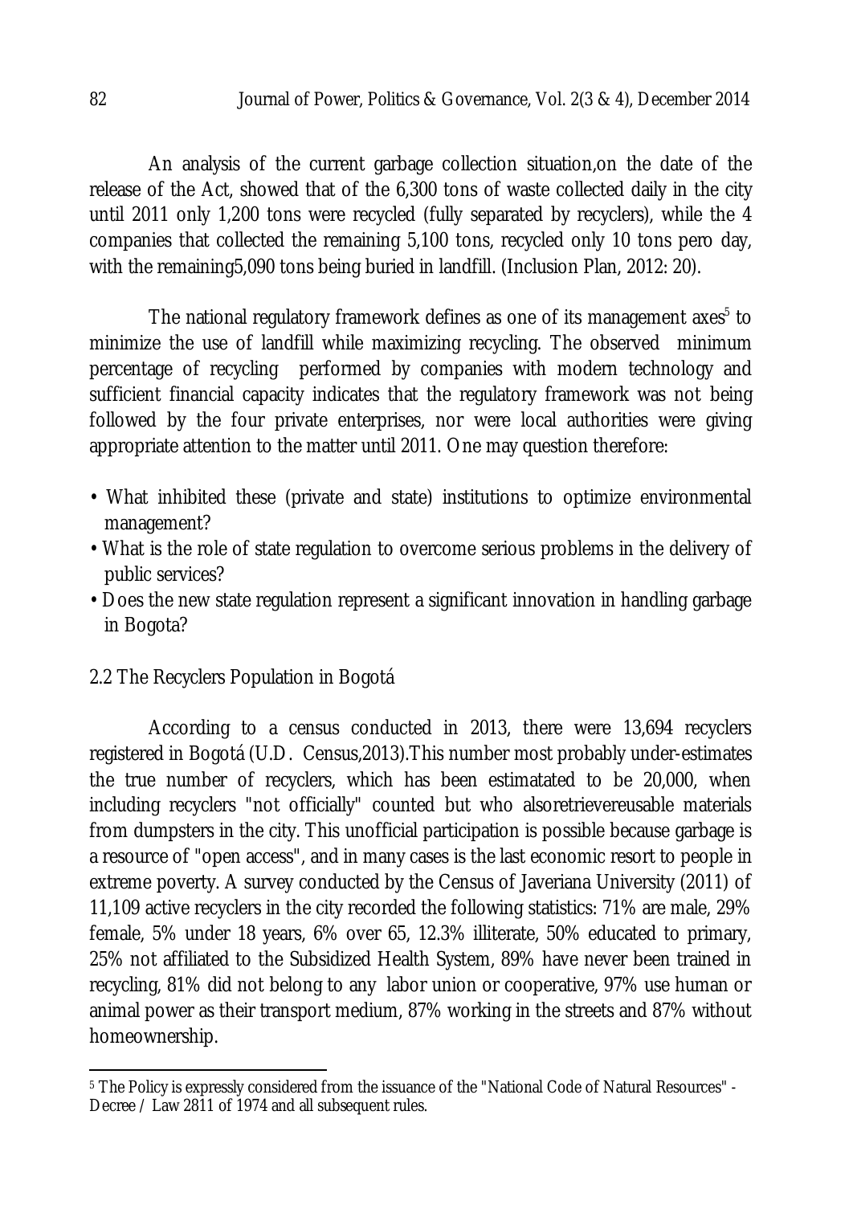An analysis of the current garbage collection situation,on the date of the release of the Act, showed that of the 6,300 tons of waste collected daily in the city until 2011 only 1,200 tons were recycled (fully separated by recyclers), while the 4 companies that collected the remaining 5,100 tons, recycled only 10 tons pero day, with the remaining5,090 tons being buried in landfill. (Inclusion Plan, 2012: 20).

The national regulatory framework defines as one of its management axes[5] to minimize the use of landfill while maximizing recycling. The observed minimum percentage of recycling performed by companies with modern technology and sufficient financial capacity indicates that the regulatory framework was not being followed by the four private enterprises, nor were local authorities were giving appropriate attention to the matter until 2011. One may question therefore:

- What inhibited these (private and state) institutions to optimize environmental management?
- What is the role of state regulation to overcome serious problems in the delivery of public services?
- Does the new state regulation represent a significant innovation in handling garbage in Bogota?

## 2.2 The Recyclers Population in Bogotá

According to a census conducted in 2013, there were 13,694 recyclers registered in Bogotá (U.D. Census,2013).This number most probably under-estimates the true number of recyclers, which has been estimatated to be 20,000, when including recyclers "not officially" counted but who alsoretrievereusable materials from dumpsters in the city. This unofficial participation is possible because garbage is a resource of "open access", and in many cases is the last economic resort to people in extreme poverty. A survey conducted by the Census of Javeriana University (2011) of 11,109 active recyclers in the city recorded the following statistics: 71% are male, 29% female, 5% under 18 years, 6% over 65, 12.3% illiterate, 50% educated to primary, 25% not affiliated to the Subsidized Health System, 89% have never been trained in recycling, 81% did not belong to any labor union or cooperative, 97% use human or animal power as their transport medium, 87% working in the streets and 87% without homeownership.

---

[5] The Policy is expressly considered from the issuance of the "National Code of Natural Resources" - Decree / Law 2811 of 1974 and all subsequent rules.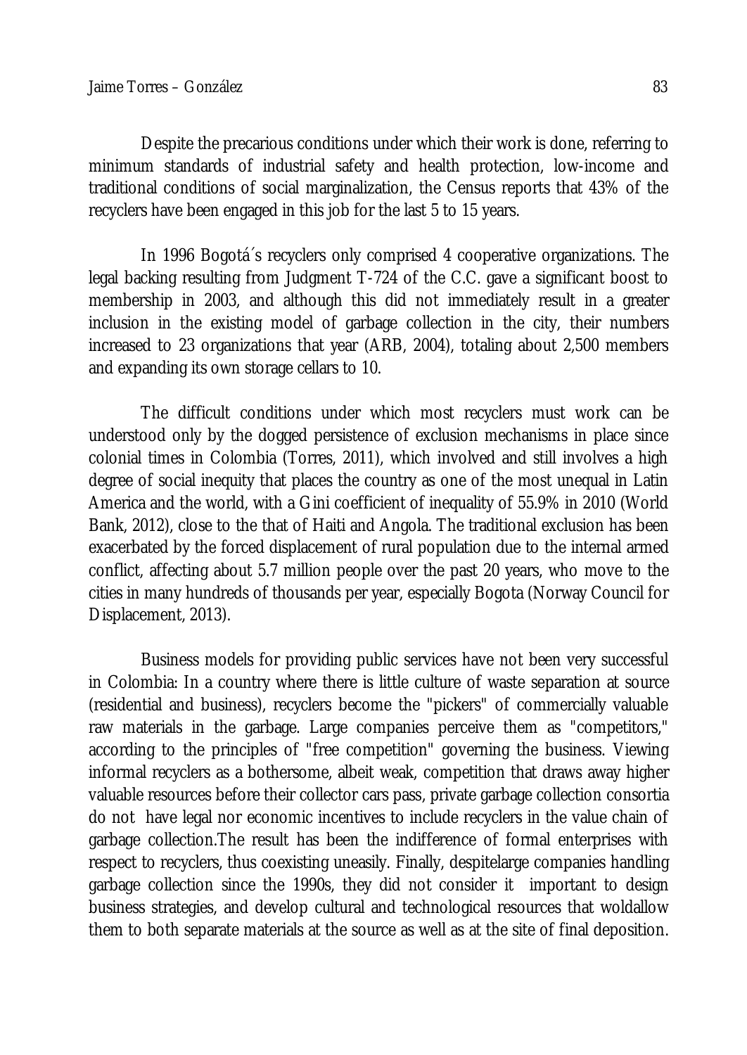Despite the precarious conditions under which their work is done, referring to minimum standards of industrial safety and health protection, low-income and traditional conditions of social marginalization, the Census reports that 43% of the recyclers have been engaged in this job for the last 5 to 15 years.

In 1996 Bogotá´s recyclers only comprised 4 cooperative organizations. The legal backing resulting from Judgment T-724 of the C.C. gave a significant boost to membership in 2003, and although this did not immediately result in a greater inclusion in the existing model of garbage collection in the city, their numbers increased to 23 organizations that year (ARB, 2004), totaling about 2,500 members and expanding its own storage cellars to 10.

The difficult conditions under which most recyclers must work can be understood only by the dogged persistence of exclusion mechanisms in place since colonial times in Colombia (Torres, 2011), which involved and still involves a high degree of social inequity that places the country as one of the most unequal in Latin America and the world, with a Gini coefficient of inequality of 55.9% in 2010 (World Bank, 2012), close to the that of Haiti and Angola. The traditional exclusion has been exacerbated by the forced displacement of rural population due to the internal armed conflict, affecting about 5.7 million people over the past 20 years, who move to the cities in many hundreds of thousands per year, especially Bogota (Norway Council for Displacement, 2013).

Business models for providing public services have not been very successful in Colombia: In a country where there is little culture of waste separation at source (residential and business), recyclers become the "pickers" of commercially valuable raw materials in the garbage. Large companies perceive them as "competitors," according to the principles of "free competition" governing the business. Viewing informal recyclers as a bothersome, albeit weak, competition that draws away higher valuable resources before their collector cars pass, private garbage collection consortia do not have legal nor economic incentives to include recyclers in the value chain of garbage collection.The result has been the indifference of formal enterprises with respect to recyclers, thus coexisting uneasily. Finally, despitelarge companies handling garbage collection since the 1990s, they did not consider it important to design business strategies, and develop cultural and technological resources that woldallow them to both separate materials at the source as well as at the site of final deposition.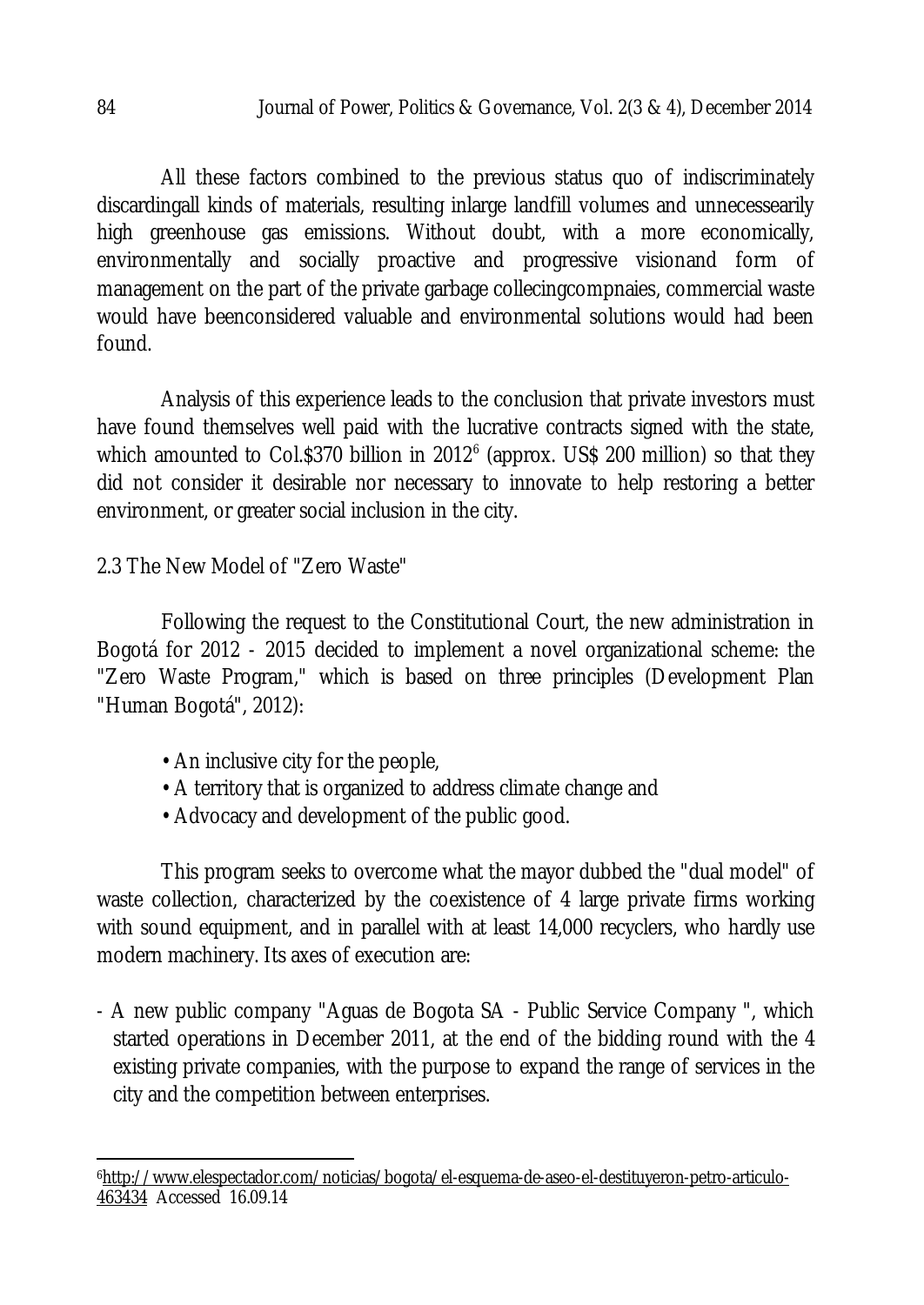All these factors combined to the previous status quo of indiscriminately discardingall kinds of materials, resulting inlarge landfill volumes and unnecessearily high greenhouse gas emissions. Without doubt, with a more economically, environmentally and socially proactive and progressive visionand form of management on the part of the private garbage collecingcompnaies, commercial waste would have beenconsidered valuable and environmental solutions would had been found.

Analysis of this experience leads to the conclusion that private investors must have found themselves well paid with the lucrative contracts signed with the state, which amounted to Col.$370 billion in 2012[6] (approx. US$ 200 million) so that they did not consider it desirable nor necessary to innovate to help restoring a better environment, or greater social inclusion in the city.

## 2.3 The New Model of "Zero Waste"

Following the request to the Constitutional Court, the new administration in Bogotá for 2012 - 2015 decided to implement a novel organizational scheme: the "Zero Waste Program," which is based on three principles (Development Plan "Human Bogotá", 2012):

- An inclusive city for the people,
- A territory that is organized to address climate change and
- Advocacy and development of the public good.

This program seeks to overcome what the mayor dubbed the "dual model" of waste collection, characterized by the coexistence of 4 large private firms working with sound equipment, and in parallel with at least 14,000 recyclers, who hardly use modern machinery. Its axes of execution are:

- A new public company "Aguas de Bogota SA - Public Service Company ", which started operations in December 2011, at the end of the bidding round with the 4 existing private companies, with the purpose to expand the range of services in the city and the competition between enterprises.

---

[6] http://www.elespectador.com/noticias/bogota/el-esquema-de-aseo-el-destituyeron-petro-articulo-463434 Accessed 16.09.14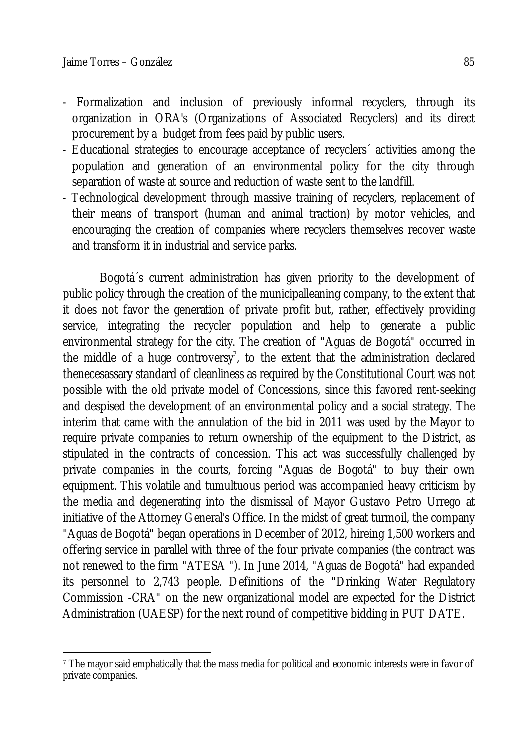- Formalization and inclusion of previously informal recyclers, through its organization in ORA's (Organizations of Associated Recyclers) and its direct procurement by a budget from fees paid by public users.
- Educational strategies to encourage acceptance of recyclers´ activities among the population and generation of an environmental policy for the city through separation of waste at source and reduction of waste sent to the landfill.
- Technological development through massive training of recyclers, replacement of their means of transport (human and animal traction) by motor vehicles, and encouraging the creation of companies where recyclers themselves recover waste and transform it in industrial and service parks.

Bogotá´s current administration has given priority to the development of public policy through the creation of the municipalleaning company, to the extent that it does not favor the generation of private profit but, rather, effectively providing service, integrating the recycler population and help to generate a public environmental strategy for the city. The creation of "Aguas de Bogotá" occurred in the middle of a huge controversy[7], to the extent that the administration declared thenecesassary standard of cleanliness as required by the Constitutional Court was not possible with the old private model of Concessions, since this favored rent-seeking and despised the development of an environmental policy and a social strategy. The interim that came with the annulation of the bid in 2011 was used by the Mayor to require private companies to return ownership of the equipment to the District, as stipulated in the contracts of concession. This act was successfully challenged by private companies in the courts, forcing "Aguas de Bogotá" to buy their own equipment. This volatile and tumultuous period was accompanied heavy criticism by the media and degenerating into the dismissal of Mayor Gustavo Petro Urrego at initiative of the Attorney General's Office. In the midst of great turmoil, the company "Aguas de Bogotá" began operations in December of 2012, hireing 1,500 workers and offering service in parallel with three of the four private companies (the contract was not renewed to the firm "ATESA "). In June 2014, "Aguas de Bogotá" had expanded its personnel to 2,743 people. Definitions of the "Drinking Water Regulatory Commission -CRA" on the new organizational model are expected for the District Administration (UAESP) for the next round of competitive bidding in PUT DATE.

[7] The mayor said emphatically that the mass media for political and economic interests were in favor of private companies.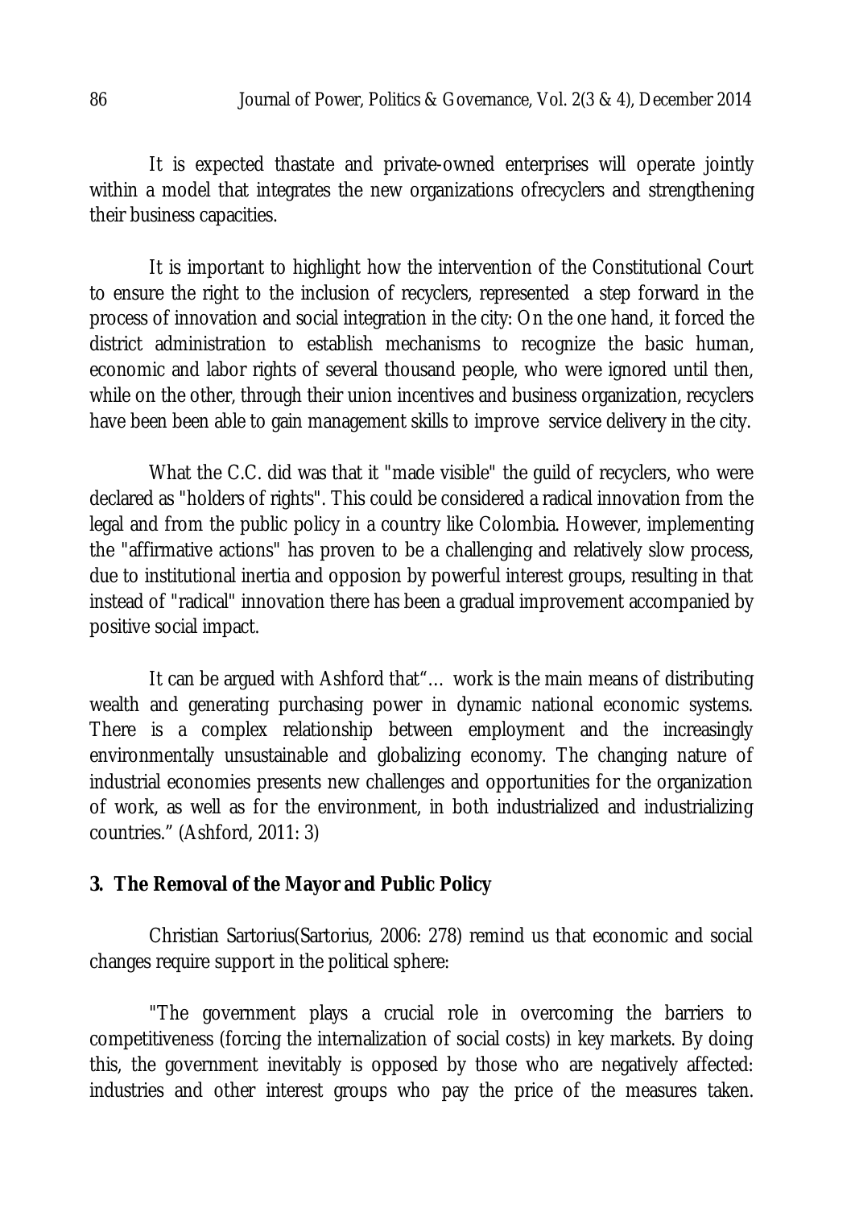It is expected thastate and private-owned enterprises will operate jointly within a model that integrates the new organizations ofrecyclers and strengthening their business capacities.

It is important to highlight how the intervention of the Constitutional Court to ensure the right to the inclusion of recyclers, represented a step forward in the process of innovation and social integration in the city: On the one hand, it forced the district administration to establish mechanisms to recognize the basic human, economic and labor rights of several thousand people, who were ignored until then, while on the other, through their union incentives and business organization, recyclers have been been able to gain management skills to improve service delivery in the city.

What the C.C. did was that it "made visible" the guild of recyclers, who were declared as "holders of rights". This could be considered a radical innovation from the legal and from the public policy in a country like Colombia. However, implementing the "affirmative actions" has proven to be a challenging and relatively slow process, due to institutional inertia and opposion by powerful interest groups, resulting in that instead of "radical" innovation there has been a gradual improvement accompanied by positive social impact.

It can be argued with Ashford that"… work is the main means of distributing wealth and generating purchasing power in dynamic national economic systems. There is a complex relationship between employment and the increasingly environmentally unsustainable and globalizing economy. The changing nature of industrial economies presents new challenges and opportunities for the organization of work, as well as for the environment, in both industrialized and industrializing countries." (Ashford, 2011: 3)

## 3. The Removal of the Mayor and Public Policy

Christian Sartorius(Sartorius, 2006: 278) remind us that economic and social changes require support in the political sphere:

"The government plays a crucial role in overcoming the barriers to competitiveness (forcing the internalization of social costs) in key markets. By doing this, the government inevitably is opposed by those who are negatively affected: industries and other interest groups who pay the price of the measures taken.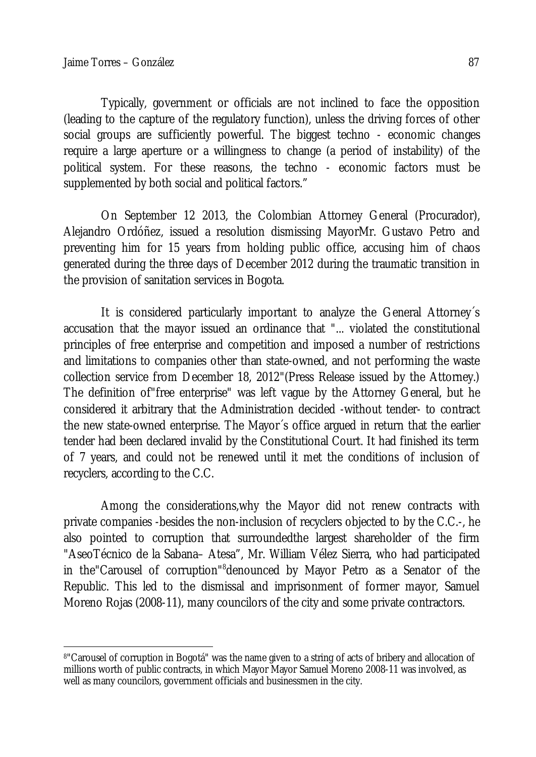Typically, government or officials are not inclined to face the opposition (leading to the capture of the regulatory function), unless the driving forces of other social groups are sufficiently powerful. The biggest techno - economic changes require a large aperture or a willingness to change (a period of instability) of the political system. For these reasons, the techno - economic factors must be supplemented by both social and political factors."

On September 12 2013, the Colombian Attorney General (Procurador), Alejandro Ordóñez, issued a resolution dismissing MayorMr. Gustavo Petro and preventing him for 15 years from holding public office, accusing him of chaos generated during the three days of December 2012 during the traumatic transition in the provision of sanitation services in Bogota.

It is considered particularly important to analyze the General Attorney´s accusation that the mayor issued an ordinance that "... violated the constitutional principles of free enterprise and competition and imposed a number of restrictions and limitations to companies other than state-owned, and not performing the waste collection service from December 18, 2012"(Press Release issued by the Attorney.) The definition of"free enterprise" was left vague by the Attorney General, but he considered it arbitrary that the Administration decided -without tender- to contract the new state-owned enterprise. The Mayor´s office argued in return that the earlier tender had been declared invalid by the Constitutional Court. It had finished its term of 7 years, and could not be renewed until it met the conditions of inclusion of recyclers, according to the C.C.

Among the considerations,why the Mayor did not renew contracts with private companies -besides the non-inclusion of recyclers objected to by the C.C.-, he also pointed to corruption that surroundedthe largest shareholder of the firm "AseoTécnico de la Sabana– Atesa", Mr. William Vélez Sierra, who had participated in the"Carousel of corruption"[8]denounced by Mayor Petro as a Senator of the Republic. This led to the dismissal and imprisonment of former mayor, Samuel Moreno Rojas (2008-11), many councilors of the city and some private contractors.

---

[8]"Carousel of corruption in Bogotá" was the name given to a string of acts of bribery and allocation of millions worth of public contracts, in which Mayor Mayor Samuel Moreno 2008-11 was involved, as well as many councilors, government officials and businessmen in the city.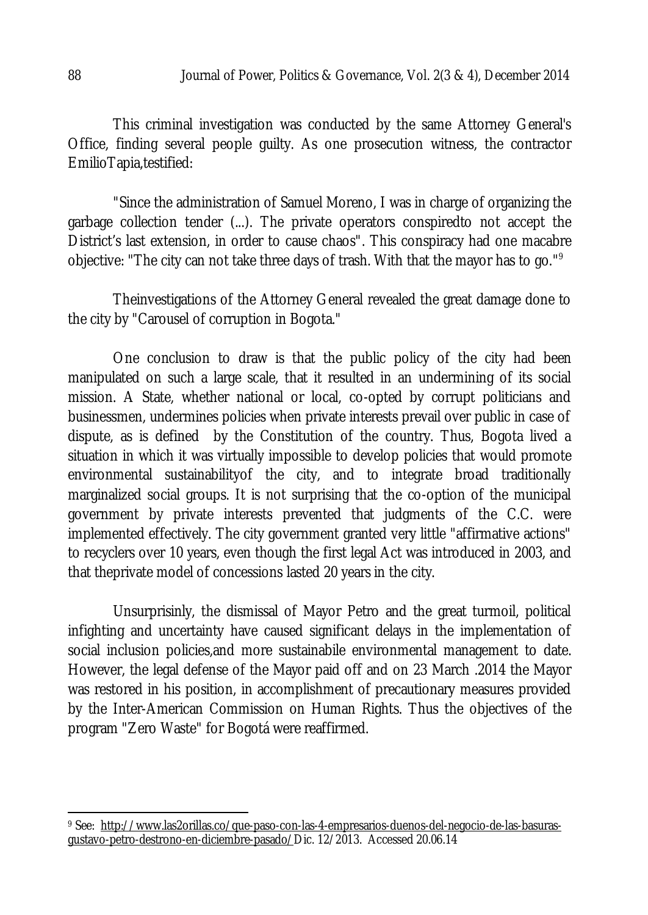This criminal investigation was conducted by the same Attorney General's Office, finding several people guilty. As one prosecution witness, the contractor EmilioTapia,testified:

"Since the administration of Samuel Moreno, I was in charge of organizing the garbage collection tender (...). The private operators conspiredto not accept the District's last extension, in order to cause chaos". This conspiracy had one macabre objective: "The city can not take three days of trash. With that the mayor has to go."[9]

Theinvestigations of the Attorney General revealed the great damage done to the city by "Carousel of corruption in Bogota."

One conclusion to draw is that the public policy of the city had been manipulated on such a large scale, that it resulted in an undermining of its social mission. A State, whether national or local, co-opted by corrupt politicians and businessmen, undermines policies when private interests prevail over public in case of dispute, as is defined by the Constitution of the country. Thus, Bogota lived a situation in which it was virtually impossible to develop policies that would promote environmental sustainabilityof the city, and to integrate broad traditionally marginalized social groups. It is not surprising that the co-option of the municipal government by private interests prevented that judgments of the C.C. were implemented effectively. The city government granted very little "affirmative actions" to recyclers over 10 years, even though the first legal Act was introduced in 2003, and that theprivate model of concessions lasted 20 years in the city.

Unsurprisinly, the dismissal of Mayor Petro and the great turmoil, political infighting and uncertainty have caused significant delays in the implementation of social inclusion policies,and more sustainabile environmental management to date. However, the legal defense of the Mayor paid off and on 23 March .2014 the Mayor was restored in his position, in accomplishment of precautionary measures provided by the Inter-American Commission on Human Rights. Thus the objectives of the program "Zero Waste" for Bogotá were reaffirmed.

---

[9] See: http://www.las2orillas.co/que-paso-con-las-4-empresarios-duenos-del-negocio-de-las-basuras-gustavo-petro-destrono-en-diciembre-pasado/ Dic. 12/2013. Accessed 20.06.14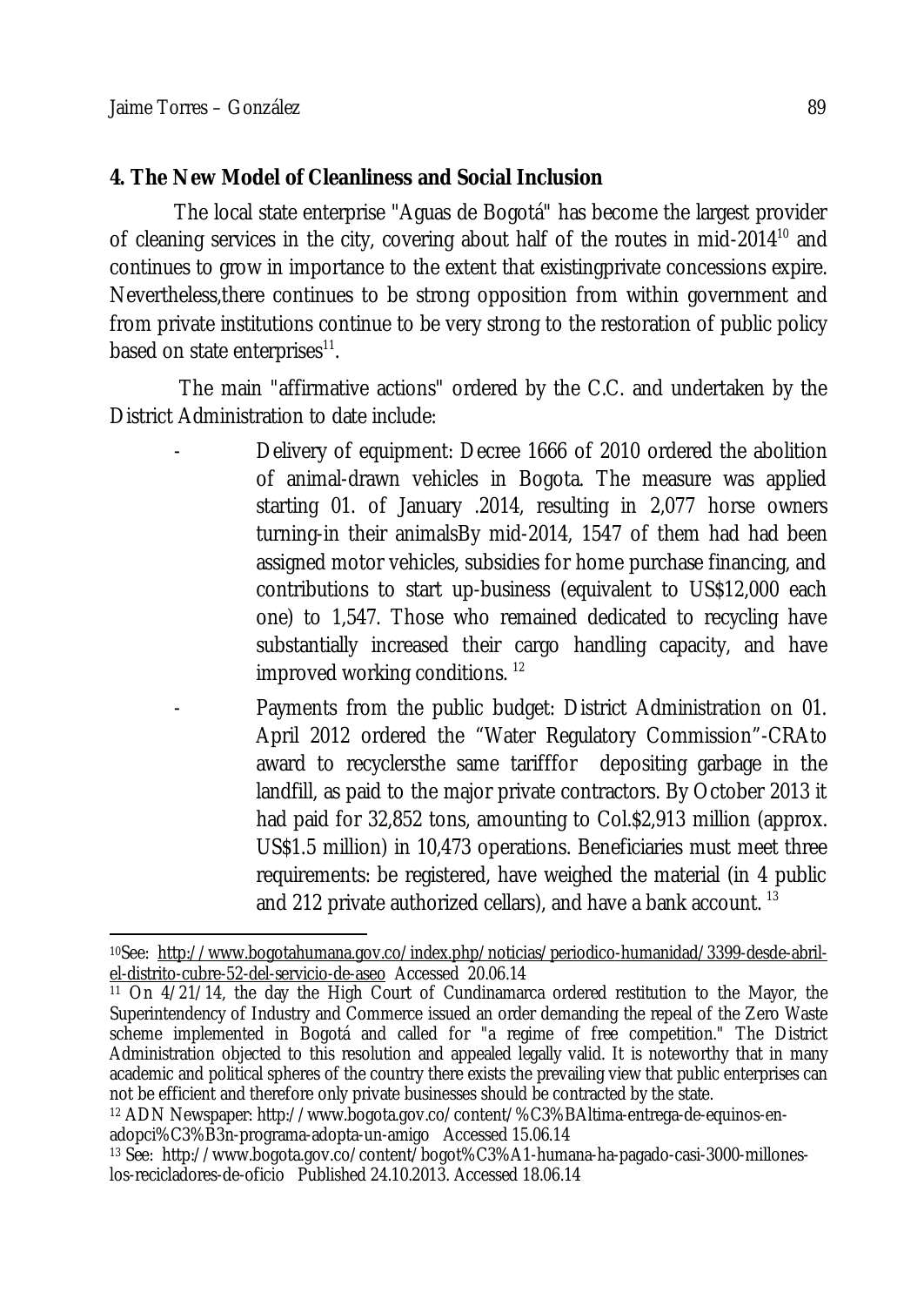## 4. The New Model of Cleanliness and Social Inclusion

The local state enterprise "Aguas de Bogotá" has become the largest provider of cleaning services in the city, covering about half of the routes in mid-2014[10] and continues to grow in importance to the extent that existingprivate concessions expire. Nevertheless,there continues to be strong opposition from within government and from private institutions continue to be very strong to the restoration of public policy based on state enterprises[11].

The main "affirmative actions" ordered by the C.C. and undertaken by the District Administration to date include:

- Delivery of equipment: Decree 1666 of 2010 ordered the abolition of animal-drawn vehicles in Bogota. The measure was applied starting 01. of January .2014, resulting in 2,077 horse owners turning-in their animalsBy mid-2014, 1547 of them had had been assigned motor vehicles, subsidies for home purchase financing, and contributions to start up-business (equivalent to US$12,000 each one) to 1,547. Those who remained dedicated to recycling have substantially increased their cargo handling capacity, and have improved working conditions. [12]
- Payments from the public budget: District Administration on 01. April 2012 ordered the "Water Regulatory Commission"-CRAto award to recyclersthe same tarifffor depositing garbage in the landfill, as paid to the major private contractors. By October 2013 it had paid for 32,852 tons, amounting to Col.$2,913 million (approx. US$1.5 million) in 10,473 operations. Beneficiaries must meet three requirements: be registered, have weighed the material (in 4 public and 212 private authorized cellars), and have a bank account. [13]

---

[10] See: http://www.bogotahumana.gov.co/index.php/noticias/periodico-humanidad/3399-desde-abril-el-distrito-cubre-52-del-servicio-de-aseo Accessed 20.06.14

[11] On 4/21/14, the day the High Court of Cundinamarca ordered restitution to the Mayor, the Superintendency of Industry and Commerce issued an order demanding the repeal of the Zero Waste scheme implemented in Bogotá and called for "a regime of free competition." The District Administration objected to this resolution and appealed legally valid. It is noteworthy that in many academic and political spheres of the country there exists the prevailing view that public enterprises can not be efficient and therefore only private businesses should be contracted by the state.

[12] ADN Newspaper: http://www.bogota.gov.co/content/%C3%BAltima-entrega-de-equinos-en-adopci%C3%B3n-programa-adopta-un-amigo Accessed 15.06.14

[13] See: http://www.bogota.gov.co/content/bogot%C3%A1-humana-ha-pagado-casi-3000-millones-los-recicladores-de-oficio Published 24.10.2013. Accessed 18.06.14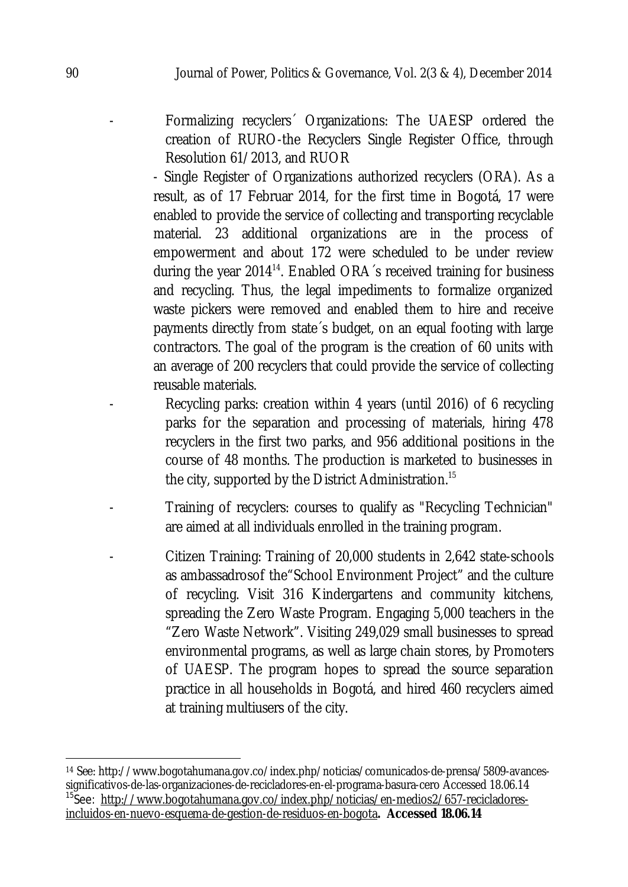- Formalizing recyclers´ Organizations: The UAESP ordered the creation of RURO-the Recyclers Single Register Office, through Resolution 61/2013, and RUOR

  - Single Register of Organizations authorized recyclers (ORA). As a result, as of 17 Februar 2014, for the first time in Bogotá, 17 were enabled to provide the service of collecting and transporting recyclable material. 23 additional organizations are in the process of empowerment and about 172 were scheduled to be under review during the year 2014[14]. Enabled ORA´s received training for business and recycling. Thus, the legal impediments to formalize organized waste pickers were removed and enabled them to hire and receive payments directly from state´s budget, on an equal footing with large contractors. The goal of the program is the creation of 60 units with an average of 200 recyclers that could provide the service of collecting reusable materials.
- Recycling parks: creation within 4 years (until 2016) of 6 recycling parks for the separation and processing of materials, hiring 478 recyclers in the first two parks, and 956 additional positions in the course of 48 months. The production is marketed to businesses in the city, supported by the District Administration.[15]
- Training of recyclers: courses to qualify as "Recycling Technician" are aimed at all individuals enrolled in the training program.
- Citizen Training: Training of 20,000 students in 2,642 state-schools as ambassadrosof the"School Environment Project" and the culture of recycling. Visit 316 Kindergartens and community kitchens, spreading the Zero Waste Program. Engaging 5,000 teachers in the "Zero Waste Network". Visiting 249,029 small businesses to spread environmental programs, as well as large chain stores, by Promoters of UAESP. The program hopes to spread the source separation practice in all households in Bogotá, and hired 460 recyclers aimed at training multiusers of the city.

---

[14] See: http://www.bogotahumana.gov.co/index.php/noticias/comunicados-de-prensa/5809-avances-significativos-de-las-organizaciones-de-recicladores-en-el-programa-basura-cero Accessed 18.06.14

[15] See: http://www.bogotahumana.gov.co/index.php/noticias/en-medios2/657-recicladores-incluidos-en-nuevo-esquema-de-gestion-de-residuos-en-bogota. **Accessed 18.06.14**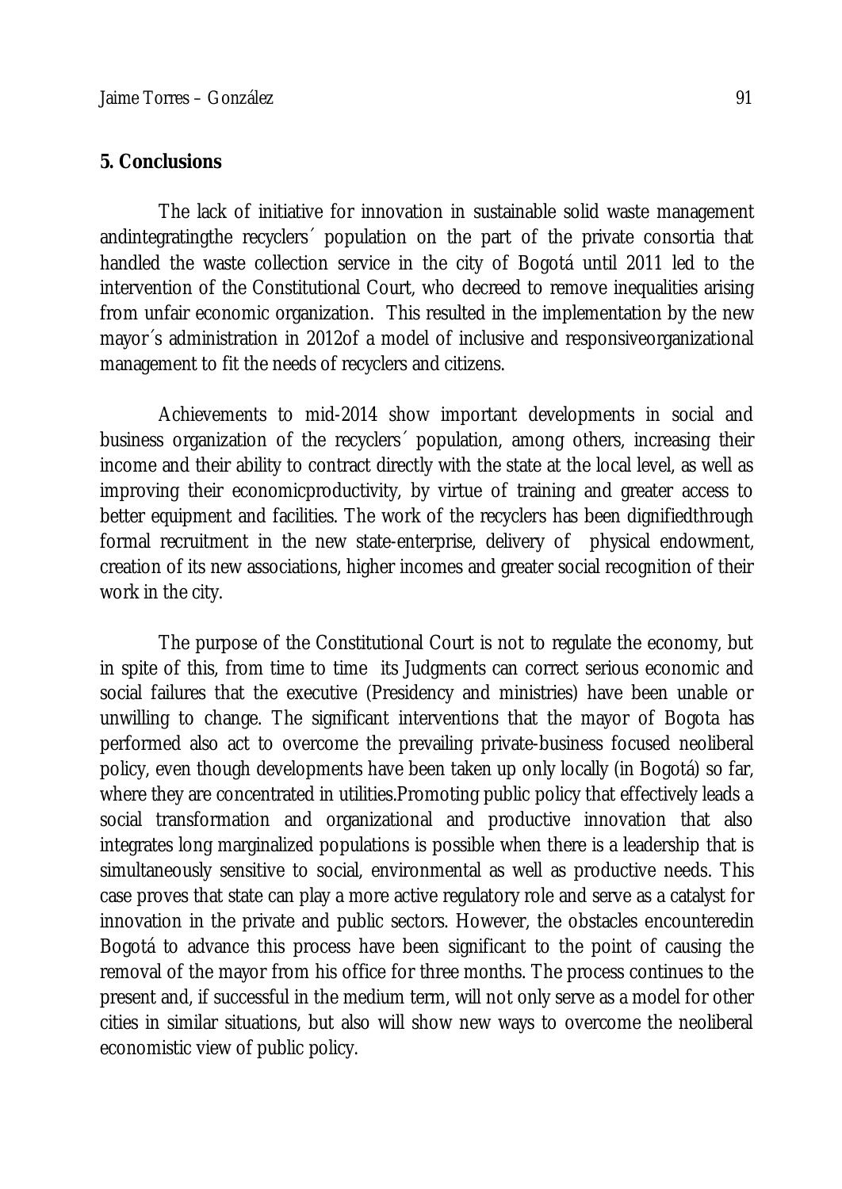## 5. Conclusions

The lack of initiative for innovation in sustainable solid waste management andintegratingthe recyclers´ population on the part of the private consortia that handled the waste collection service in the city of Bogotá until 2011 led to the intervention of the Constitutional Court, who decreed to remove inequalities arising from unfair economic organization. This resulted in the implementation by the new mayor´s administration in 2012of a model of inclusive and responsiveorganizational management to fit the needs of recyclers and citizens.

Achievements to mid-2014 show important developments in social and business organization of the recyclers´ population, among others, increasing their income and their ability to contract directly with the state at the local level, as well as improving their economicproductivity, by virtue of training and greater access to better equipment and facilities. The work of the recyclers has been dignifiedthrough formal recruitment in the new state-enterprise, delivery of physical endowment, creation of its new associations, higher incomes and greater social recognition of their work in the city.

The purpose of the Constitutional Court is not to regulate the economy, but in spite of this, from time to time its Judgments can correct serious economic and social failures that the executive (Presidency and ministries) have been unable or unwilling to change. The significant interventions that the mayor of Bogota has performed also act to overcome the prevailing private-business focused neoliberal policy, even though developments have been taken up only locally (in Bogotá) so far, where they are concentrated in utilities.Promoting public policy that effectively leads a social transformation and organizational and productive innovation that also integrates long marginalized populations is possible when there is a leadership that is simultaneously sensitive to social, environmental as well as productive needs. This case proves that state can play a more active regulatory role and serve as a catalyst for innovation in the private and public sectors. However, the obstacles encounteredin Bogotá to advance this process have been significant to the point of causing the removal of the mayor from his office for three months. The process continues to the present and, if successful in the medium term, will not only serve as a model for other cities in similar situations, but also will show new ways to overcome the neoliberal economistic view of public policy.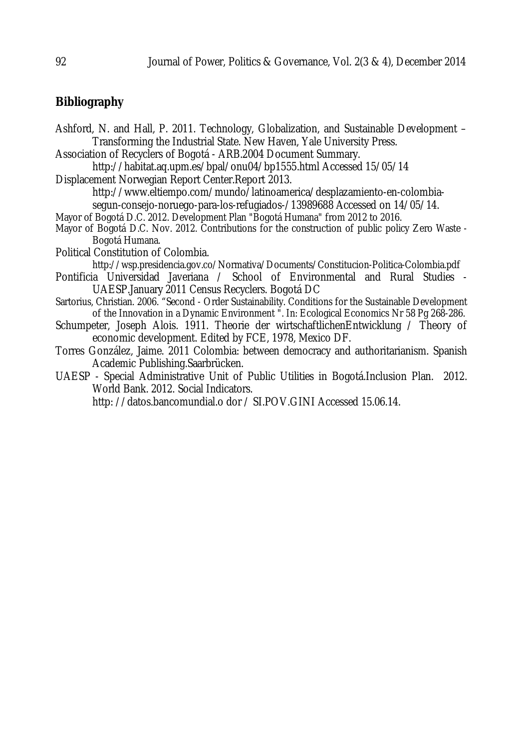## Bibliography

Ashford, N. and Hall, P. 2011. Technology, Globalization, and Sustainable Development – Transforming the Industrial State. New Haven, Yale University Press.

Association of Recyclers of Bogotá - ARB.2004 Document Summary. http://habitat.aq.upm.es/bpal/onu04/bp1555.html Accessed 15/05/14

Displacement Norwegian Report Center.Report 2013. http://www.eltiempo.com/mundo/latinoamerica/desplazamiento-en-colombia-segun-consejo-noruego-para-los-refugiados-/13989688 Accessed on 14/05/14.

Mayor of Bogotá D.C. 2012. Development Plan "Bogotá Humana" from 2012 to 2016.

Mayor of Bogotá D.C. Nov. 2012. Contributions for the construction of public policy Zero Waste - Bogotá Humana.

Political Constitution of Colombia. http://wsp.presidencia.gov.co/Normativa/Documents/Constitucion-Politica-Colombia.pdf

Pontificia Universidad Javeriana / School of Environmental and Rural Studies - UAESP.January 2011 Census Recyclers. Bogotá DC

Sartorius, Christian. 2006. "Second - Order Sustainability. Conditions for the Sustainable Development of the Innovation in a Dynamic Environment ". In: Ecological Economics Nr 58 Pg 268-286.

Schumpeter, Joseph Alois. 1911. Theorie der wirtschaftlichenEntwicklung / Theory of economic development. Edited by FCE, 1978, Mexico DF.

Torres González, Jaime. 2011 Colombia: between democracy and authoritarianism. Spanish Academic Publishing.Saarbrücken.

UAESP - Special Administrative Unit of Public Utilities in Bogotá.Inclusion Plan. 2012.
World Bank. 2012. Social Indicators. http: //datos.bancomundial.o dor / SI.POV.GINI Accessed 15.06.14.